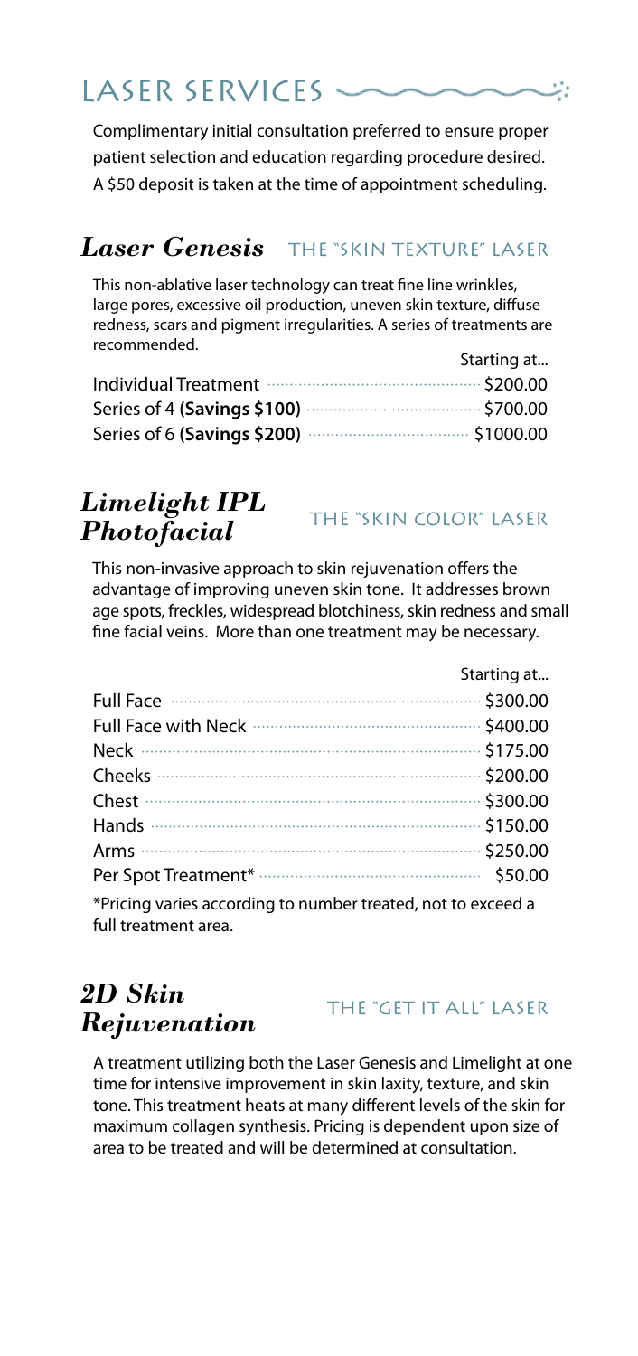# LASER SERVICES

Complimentary initial consultation preferred to ensure proper patient selection and education regarding procedure desired. A $50 deposit is taken at the time of appointment scheduling.

## *Laser Genesis* — THE "SKIN TEXTURE" LASER

This non-ablative laser technology can treat fine line wrinkles, large pores, excessive oil production, uneven skin texture, diffuse redness, scars and pigment irregularities. A series of treatments are recommended.

| | Starting at... |
|---|---|
| Individual Treatment | $200.00 |
| Series of 4 **(Savings $100)** | $700.00 |
| Series of 6 **(Savings $200)** | $1000.00 |

## *Limelight IPL Photofacial* — THE "SKIN COLOR" LASER

This non-invasive approach to skin rejuvenation offers the advantage of improving uneven skin tone. It addresses brown age spots, freckles, widespread blotchiness, skin redness and small fine facial veins. More than one treatment may be necessary.

| | Starting at... |
|---|---|
| Full Face | $300.00 |
| Full Face with Neck | $400.00 |
| Neck | $175.00 |
| Cheeks | $200.00 |
| Chest | $300.00 |
| Hands | $150.00 |
| Arms | $250.00 |
| Per Spot Treatment* | $50.00 |

*Pricing varies according to number treated, not to exceed a full treatment area.

## *2D Skin Rejuvenation* — THE "GET IT ALL" LASER

A treatment utilizing both the Laser Genesis and Limelight at one time for intensive improvement in skin laxity, texture, and skin tone. This treatment heats at many different levels of the skin for maximum collagen synthesis. Pricing is dependent upon size of area to be treated and will be determined at consultation.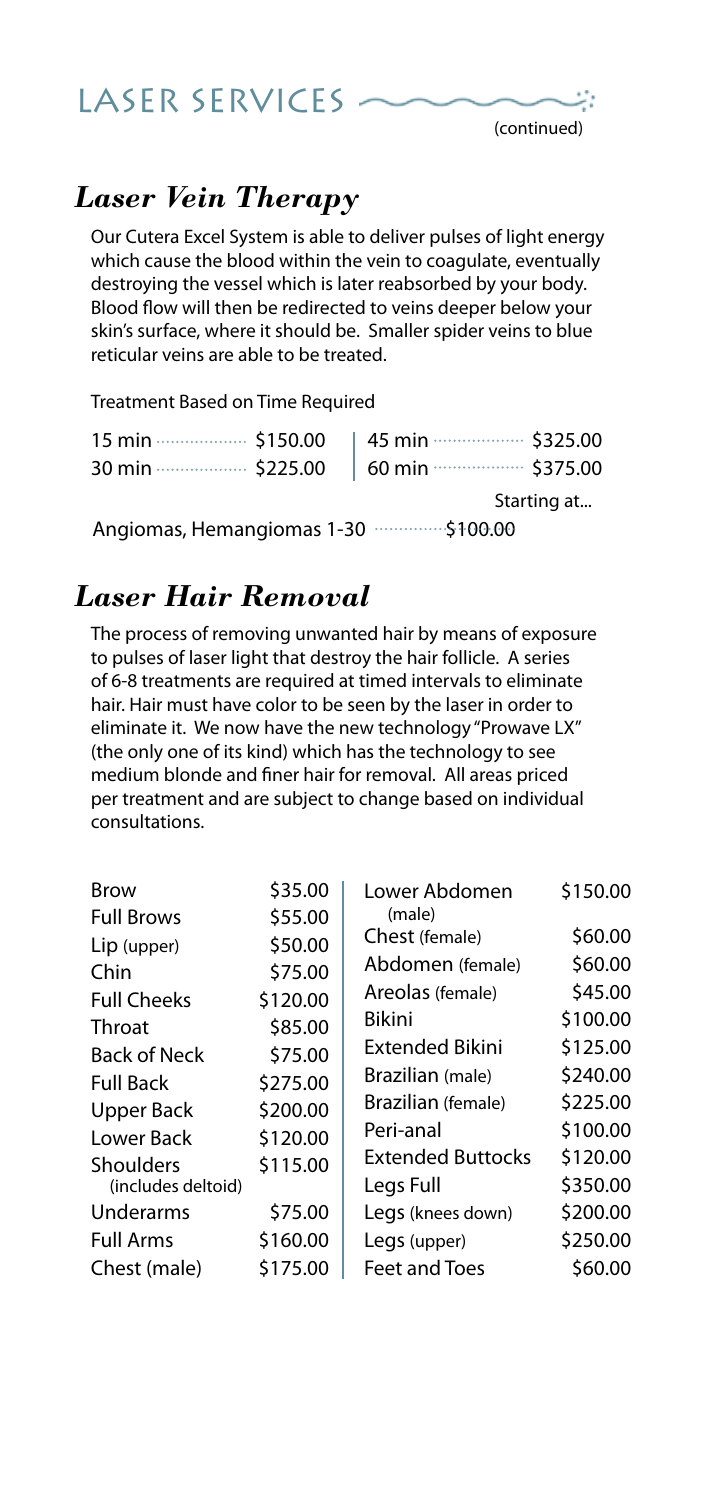# LASER SERVICES

(continued)

## *Laser Vein Therapy*

Our Cutera Excel System is able to deliver pulses of light energy which cause the blood within the vein to coagulate, eventually destroying the vessel which is later reabsorbed by your body. Blood flow will then be redirected to veins deeper below your skin's surface, where it should be. Smaller spider veins to blue reticular veins are able to be treated.

Treatment Based on Time Required

| | | | |
|---|---|---|---|
| 15 min | $150.00 | 45 min | $325.00 |
| 30 min | $225.00 | 60 min | $375.00 |

Starting at...

Angiomas, Hemangiomas 1-30 ............ $100.00

## *Laser Hair Removal*

The process of removing unwanted hair by means of exposure to pulses of laser light that destroy the hair follicle. A series of 6-8 treatments are required at timed intervals to eliminate hair. Hair must have color to be seen by the laser in order to eliminate it. We now have the new technology "Prowave LX" (the only one of its kind) which has the technology to see medium blonde and finer hair for removal. All areas priced per treatment and are subject to change based on individual consultations.

| | | | |
|---|---|---|---|
| Brow | $35.00 | Lower Abdomen (male) | $150.00 |
| Full Brows | $55.00 | Chest (female) | $60.00 |
| Lip (upper) | $50.00 | Abdomen (female) | $60.00 |
| Chin | $75.00 | Areolas (female) | $45.00 |
| Full Cheeks | $120.00 | Bikini | $100.00 |
| Throat | $85.00 | Extended Bikini | $125.00 |
| Back of Neck | $75.00 | Brazilian (male) | $240.00 |
| Full Back | $275.00 | Brazilian (female) | $225.00 |
| Upper Back | $200.00 | Peri-anal | $100.00 |
| Lower Back | $120.00 | Extended Buttocks | $120.00 |
| Shoulders (includes deltoid) | $115.00 | Legs Full | $350.00 |
| Underarms | $75.00 | Legs (knees down) | $200.00 |
| Full Arms | $160.00 | Legs (upper) | $250.00 |
| Chest (male) | $175.00 | Feet and Toes | $60.00 |